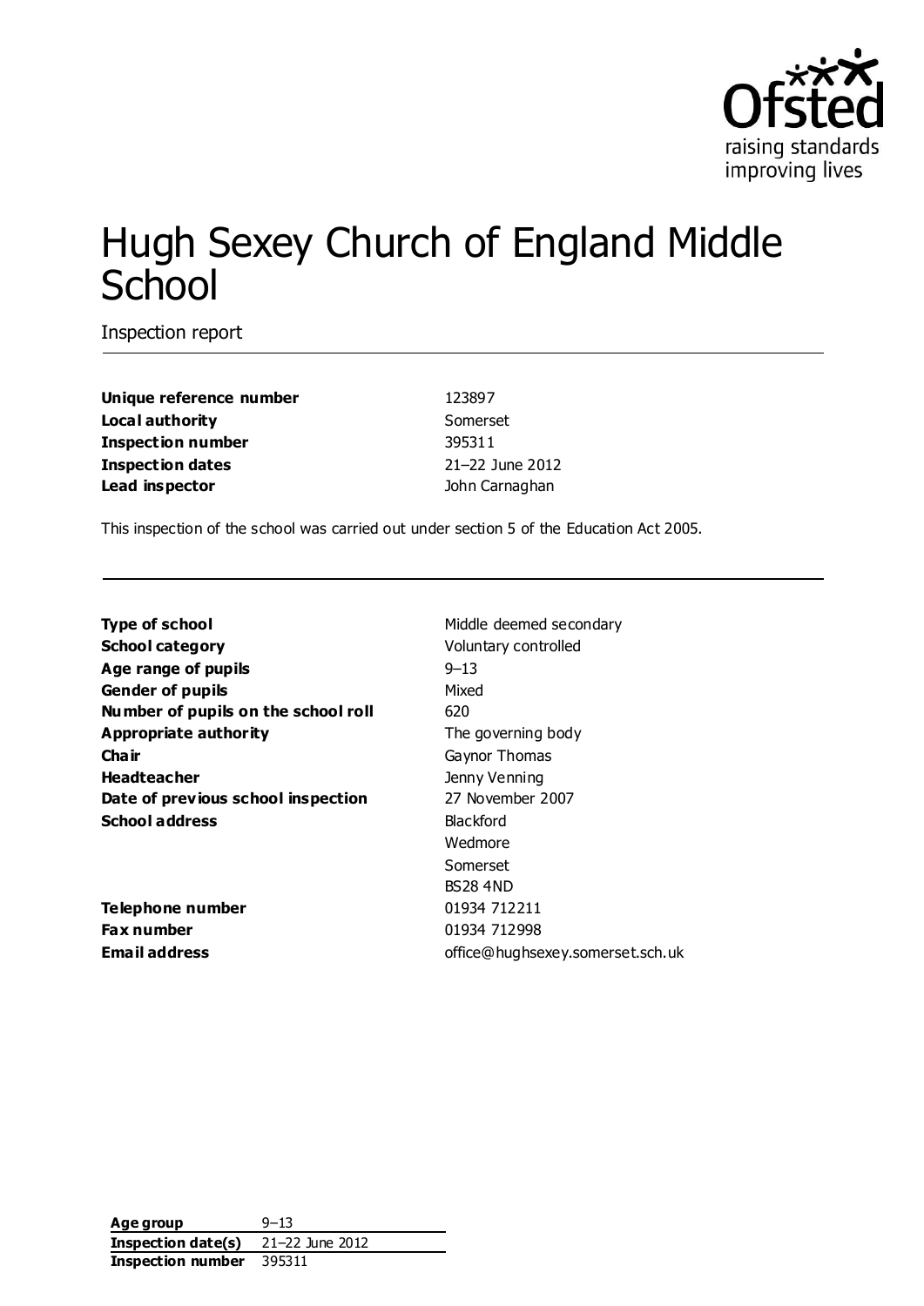# Hugh Sexey Church of England Middle School

Inspection report

| | |
|---|---|
| **Unique reference number** | 123897 |
| **Local authority** | Somerset |
| **Inspection number** | 395311 |
| **Inspection dates** | 21–22 June 2012 |
| **Lead inspector** | John Carnaghan |

This inspection of the school was carried out under section 5 of the Education Act 2005.

| | |
|---|---|
| **Type of school** | Middle deemed secondary |
| **School category** | Voluntary controlled |
| **Age range of pupils** | 9–13 |
| **Gender of pupils** | Mixed |
| **Number of pupils on the school roll** | 620 |
| **Appropriate authority** | The governing body |
| **Chair** | Gaynor Thomas |
| **Headteacher** | Jenny Venning |
| **Date of previous school inspection** | 27 November 2007 |
| **School address** | Blackford<br>Wedmore<br>Somerset<br>BS28 4ND |
| **Telephone number** | 01934 712211 |
| **Fax number** | 01934 712998 |
| **Email address** | office@hughsexey.somerset.sch.uk |

| | |
|---|---|
| **Age group** | 9–13 |
| **Inspection date(s)** | 21–22 June 2012 |
| **Inspection number** | 395311 |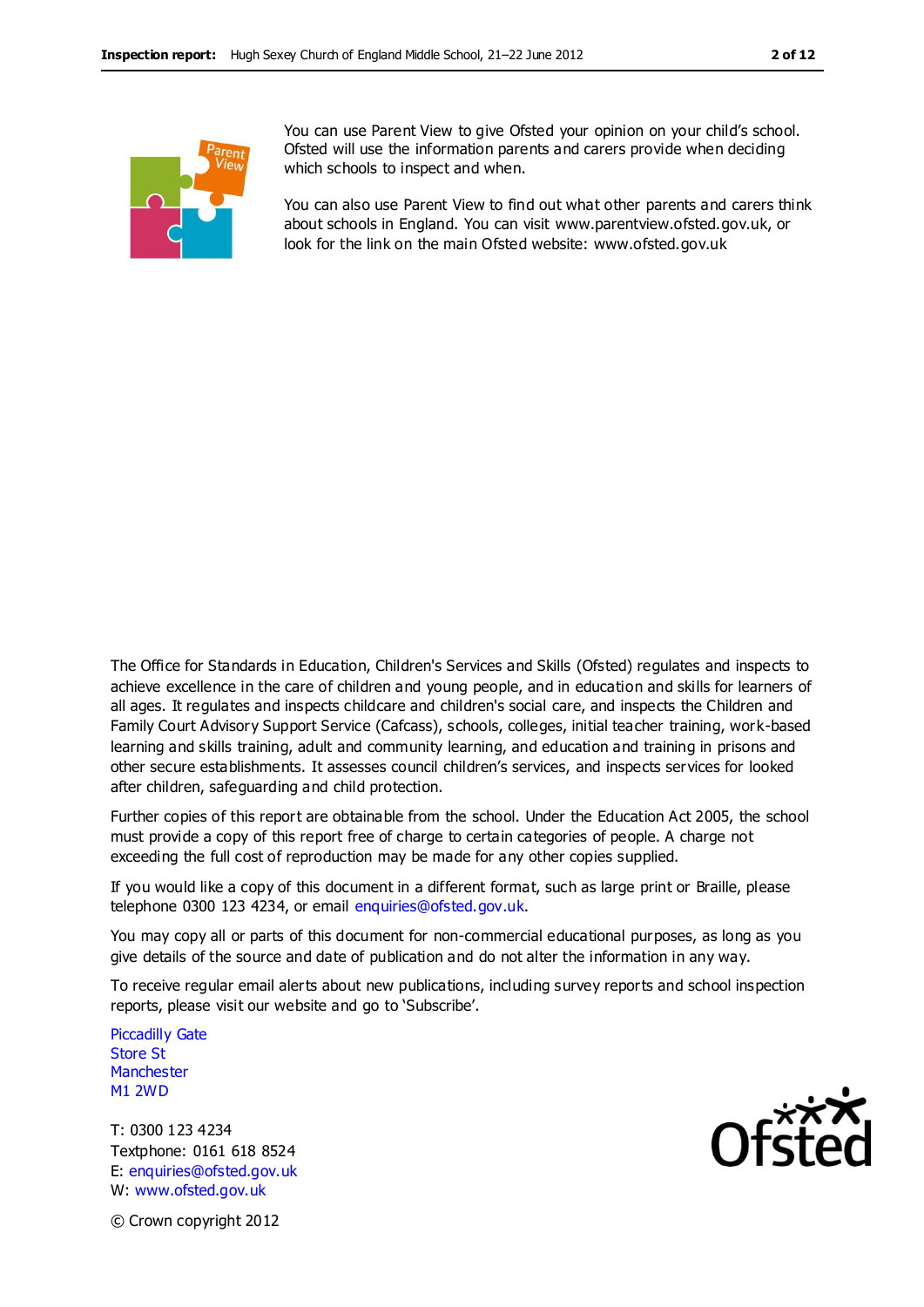You can use Parent View to give Ofsted your opinion on your child's school. Ofsted will use the information parents and carers provide when deciding which schools to inspect and when.

You can also use Parent View to find out what other parents and carers think about schools in England. You can visit www.parentview.ofsted.gov.uk, or look for the link on the main Ofsted website: www.ofsted.gov.uk

The Office for Standards in Education, Children's Services and Skills (Ofsted) regulates and inspects to achieve excellence in the care of children and young people, and in education and skills for learners of all ages. It regulates and inspects childcare and children's social care, and inspects the Children and Family Court Advisory Support Service (Cafcass), schools, colleges, initial teacher training, work-based learning and skills training, adult and community learning, and education and training in prisons and other secure establishments. It assesses council children's services, and inspects services for looked after children, safeguarding and child protection.

Further copies of this report are obtainable from the school. Under the Education Act 2005, the school must provide a copy of this report free of charge to certain categories of people. A charge not exceeding the full cost of reproduction may be made for any other copies supplied.

If you would like a copy of this document in a different format, such as large print or Braille, please telephone 0300 123 4234, or email enquiries@ofsted.gov.uk.

You may copy all or parts of this document for non-commercial educational purposes, as long as you give details of the source and date of publication and do not alter the information in any way.

To receive regular email alerts about new publications, including survey reports and school inspection reports, please visit our website and go to 'Subscribe'.

Piccadilly Gate
Store St
Manchester
M1 2WD

T: 0300 123 4234
Textphone: 0161 618 8524
E: enquiries@ofsted.gov.uk
W: www.ofsted.gov.uk

© Crown copyright 2012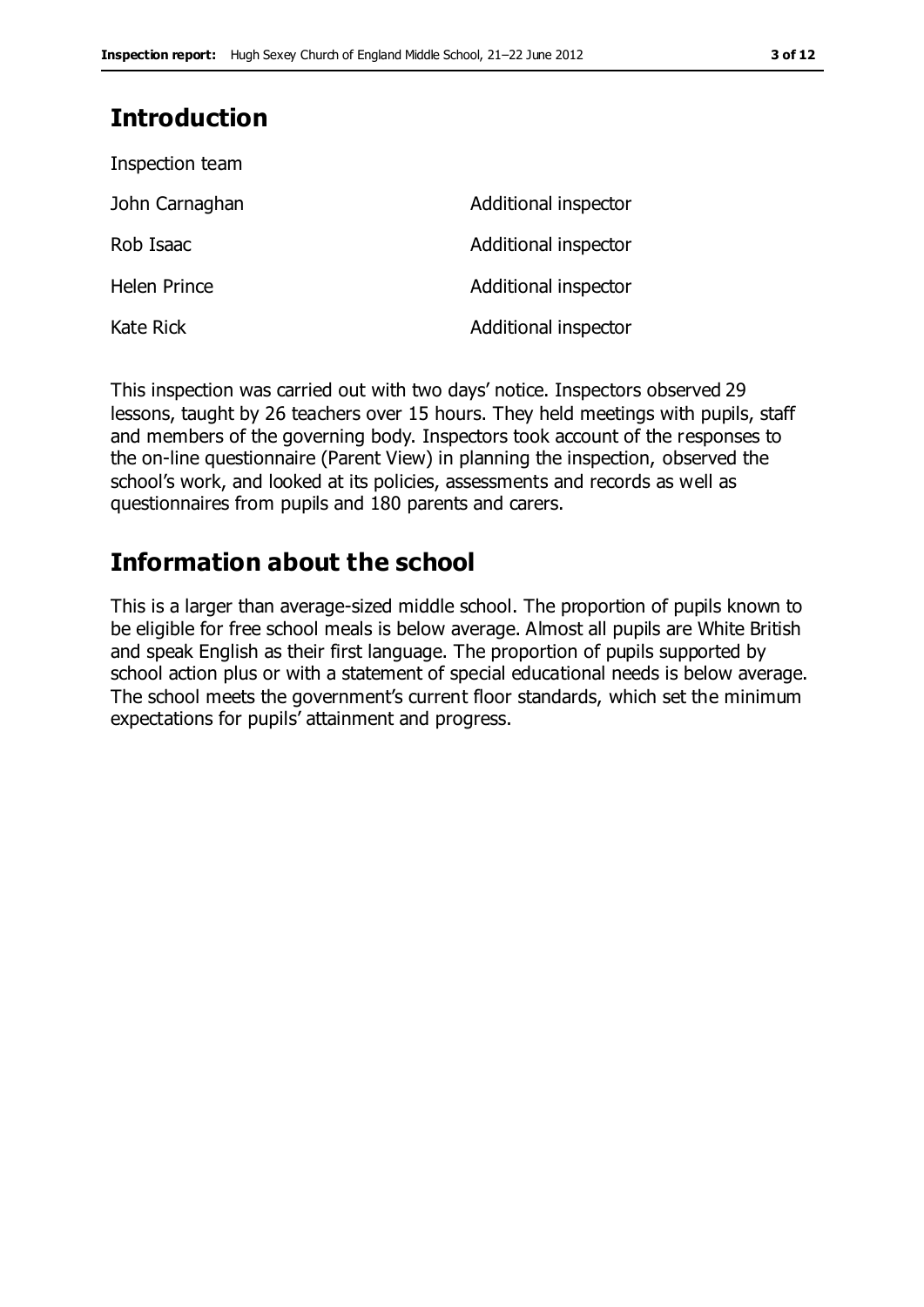## Introduction

Inspection team

| | |
|---|---|
| John Carnaghan | Additional inspector |
| Rob Isaac | Additional inspector |
| Helen Prince | Additional inspector |
| Kate Rick | Additional inspector |

This inspection was carried out with two days' notice. Inspectors observed 29 lessons, taught by 26 teachers over 15 hours. They held meetings with pupils, staff and members of the governing body. Inspectors took account of the responses to the on-line questionnaire (Parent View) in planning the inspection, observed the school's work, and looked at its policies, assessments and records as well as questionnaires from pupils and 180 parents and carers.

## Information about the school

This is a larger than average-sized middle school. The proportion of pupils known to be eligible for free school meals is below average. Almost all pupils are White British and speak English as their first language. The proportion of pupils supported by school action plus or with a statement of special educational needs is below average. The school meets the government's current floor standards, which set the minimum expectations for pupils' attainment and progress.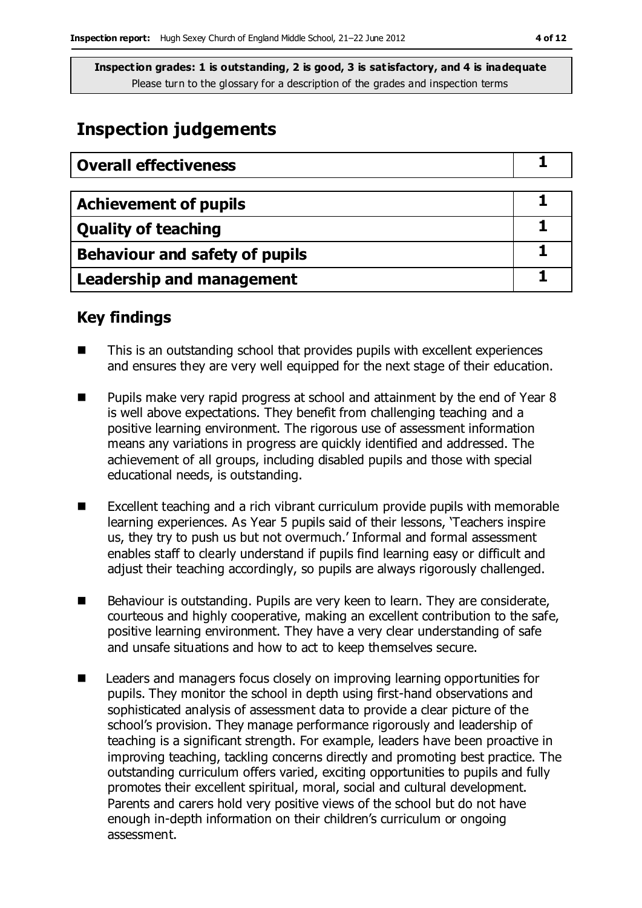**Inspection grades: 1 is outstanding, 2 is good, 3 is satisfactory, and 4 is inadequate**
Please turn to the glossary for a description of the grades and inspection terms

# Inspection judgements

| Overall effectiveness | 1 |
|---|---|

| Achievement of pupils | 1 |
|---|---|
| Quality of teaching | 1 |
| Behaviour and safety of pupils | 1 |
| Leadership and management | 1 |

## Key findings

- This is an outstanding school that provides pupils with excellent experiences and ensures they are very well equipped for the next stage of their education.
- Pupils make very rapid progress at school and attainment by the end of Year 8 is well above expectations. They benefit from challenging teaching and a positive learning environment. The rigorous use of assessment information means any variations in progress are quickly identified and addressed. The achievement of all groups, including disabled pupils and those with special educational needs, is outstanding.
- Excellent teaching and a rich vibrant curriculum provide pupils with memorable learning experiences. As Year 5 pupils said of their lessons, 'Teachers inspire us, they try to push us but not overmuch.' Informal and formal assessment enables staff to clearly understand if pupils find learning easy or difficult and adjust their teaching accordingly, so pupils are always rigorously challenged.
- Behaviour is outstanding. Pupils are very keen to learn. They are considerate, courteous and highly cooperative, making an excellent contribution to the safe, positive learning environment. They have a very clear understanding of safe and unsafe situations and how to act to keep themselves secure.
- Leaders and managers focus closely on improving learning opportunities for pupils. They monitor the school in depth using first-hand observations and sophisticated analysis of assessment data to provide a clear picture of the school's provision. They manage performance rigorously and leadership of teaching is a significant strength. For example, leaders have been proactive in improving teaching, tackling concerns directly and promoting best practice. The outstanding curriculum offers varied, exciting opportunities to pupils and fully promotes their excellent spiritual, moral, social and cultural development. Parents and carers hold very positive views of the school but do not have enough in-depth information on their children's curriculum or ongoing assessment.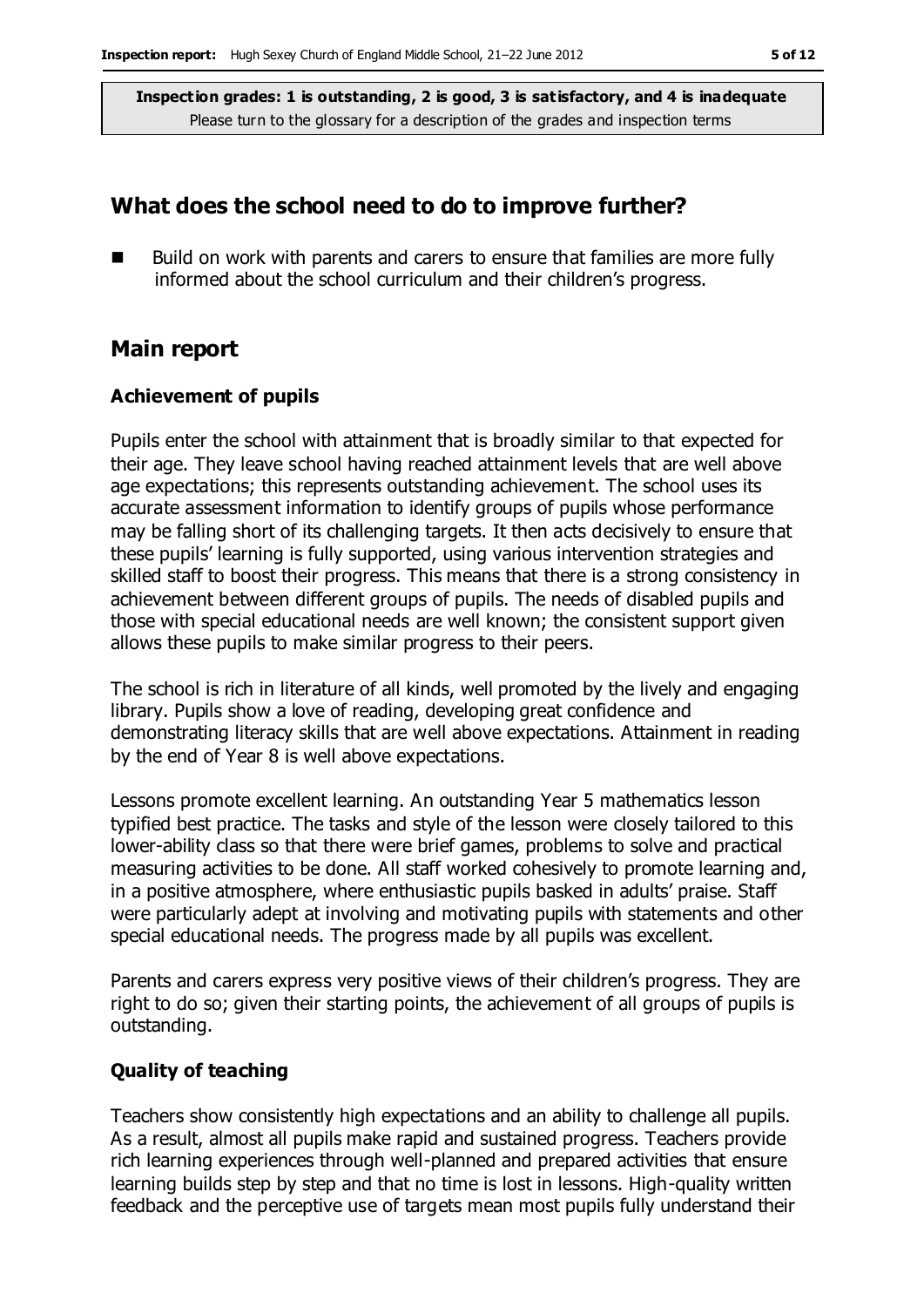**Inspection grades: 1 is outstanding, 2 is good, 3 is satisfactory, and 4 is inadequate**
Please turn to the glossary for a description of the grades and inspection terms

## What does the school need to do to improve further?

- Build on work with parents and carers to ensure that families are more fully informed about the school curriculum and their children's progress.

## Main report

### Achievement of pupils

Pupils enter the school with attainment that is broadly similar to that expected for their age. They leave school having reached attainment levels that are well above age expectations; this represents outstanding achievement. The school uses its accurate assessment information to identify groups of pupils whose performance may be falling short of its challenging targets. It then acts decisively to ensure that these pupils' learning is fully supported, using various intervention strategies and skilled staff to boost their progress. This means that there is a strong consistency in achievement between different groups of pupils. The needs of disabled pupils and those with special educational needs are well known; the consistent support given allows these pupils to make similar progress to their peers.

The school is rich in literature of all kinds, well promoted by the lively and engaging library. Pupils show a love of reading, developing great confidence and demonstrating literacy skills that are well above expectations. Attainment in reading by the end of Year 8 is well above expectations.

Lessons promote excellent learning. An outstanding Year 5 mathematics lesson typified best practice. The tasks and style of the lesson were closely tailored to this lower-ability class so that there were brief games, problems to solve and practical measuring activities to be done. All staff worked cohesively to promote learning and, in a positive atmosphere, where enthusiastic pupils basked in adults' praise. Staff were particularly adept at involving and motivating pupils with statements and other special educational needs. The progress made by all pupils was excellent.

Parents and carers express very positive views of their children's progress. They are right to do so; given their starting points, the achievement of all groups of pupils is outstanding.

### Quality of teaching

Teachers show consistently high expectations and an ability to challenge all pupils. As a result, almost all pupils make rapid and sustained progress. Teachers provide rich learning experiences through well-planned and prepared activities that ensure learning builds step by step and that no time is lost in lessons. High-quality written feedback and the perceptive use of targets mean most pupils fully understand their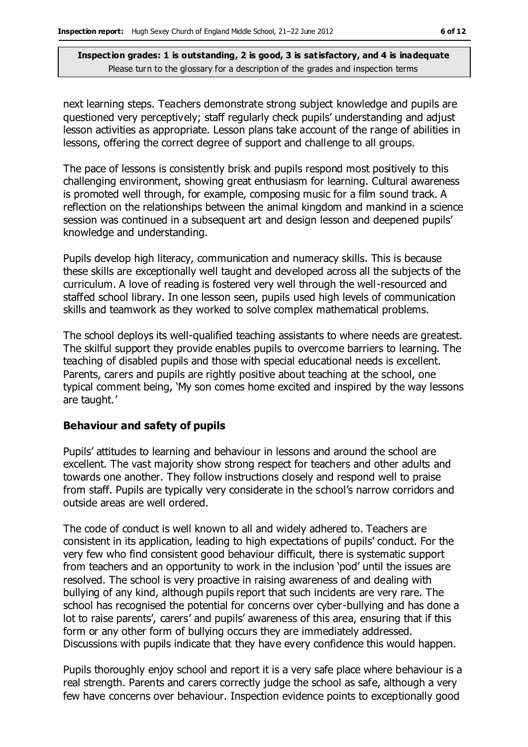next learning steps. Teachers demonstrate strong subject knowledge and pupils are questioned very perceptively; staff regularly check pupils' understanding and adjust lesson activities as appropriate. Lesson plans take account of the range of abilities in lessons, offering the correct degree of support and challenge to all groups.

The pace of lessons is consistently brisk and pupils respond most positively to this challenging environment, showing great enthusiasm for learning. Cultural awareness is promoted well through, for example, composing music for a film sound track. A reflection on the relationships between the animal kingdom and mankind in a science session was continued in a subsequent art and design lesson and deepened pupils' knowledge and understanding.

Pupils develop high literacy, communication and numeracy skills. This is because these skills are exceptionally well taught and developed across all the subjects of the curriculum. A love of reading is fostered very well through the well-resourced and staffed school library. In one lesson seen, pupils used high levels of communication skills and teamwork as they worked to solve complex mathematical problems.

The school deploys its well-qualified teaching assistants to where needs are greatest. The skilful support they provide enables pupils to overcome barriers to learning. The teaching of disabled pupils and those with special educational needs is excellent. Parents, carers and pupils are rightly positive about teaching at the school, one typical comment being, 'My son comes home excited and inspired by the way lessons are taught.'

### Behaviour and safety of pupils

Pupils' attitudes to learning and behaviour in lessons and around the school are excellent. The vast majority show strong respect for teachers and other adults and towards one another. They follow instructions closely and respond well to praise from staff. Pupils are typically very considerate in the school's narrow corridors and outside areas are well ordered.

The code of conduct is well known to all and widely adhered to. Teachers are consistent in its application, leading to high expectations of pupils' conduct. For the very few who find consistent good behaviour difficult, there is systematic support from teachers and an opportunity to work in the inclusion 'pod' until the issues are resolved. The school is very proactive in raising awareness of and dealing with bullying of any kind, although pupils report that such incidents are very rare. The school has recognised the potential for concerns over cyber-bullying and has done a lot to raise parents', carers' and pupils' awareness of this area, ensuring that if this form or any other form of bullying occurs they are immediately addressed. Discussions with pupils indicate that they have every confidence this would happen.

Pupils thoroughly enjoy school and report it is a very safe place where behaviour is a real strength. Parents and carers correctly judge the school as safe, although a very few have concerns over behaviour. Inspection evidence points to exceptionally good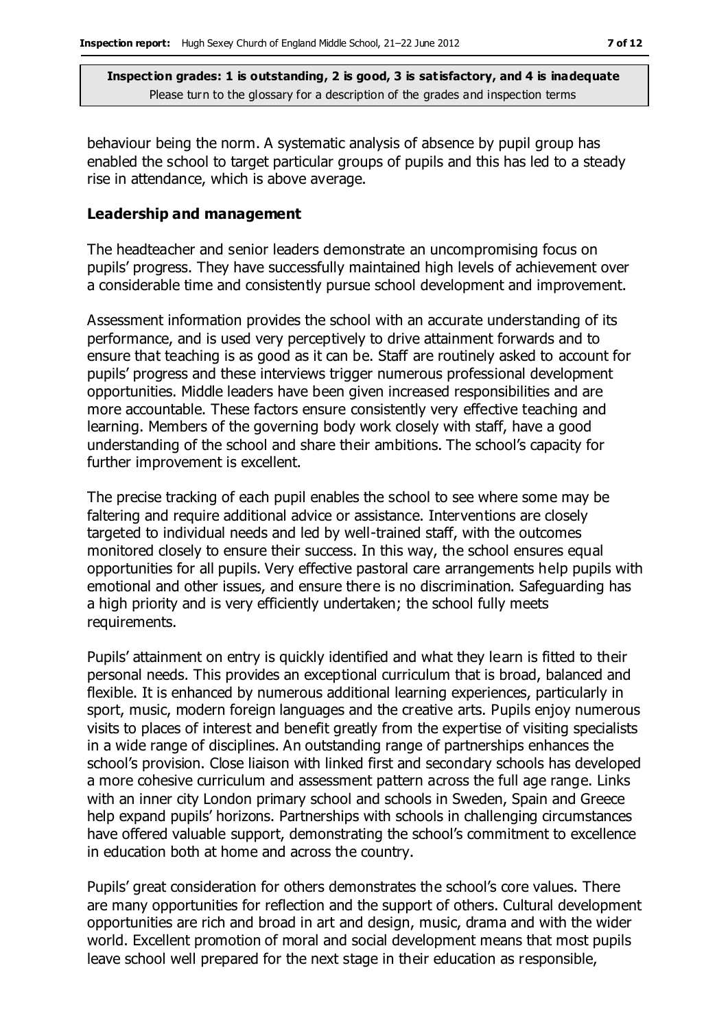behaviour being the norm. A systematic analysis of absence by pupil group has enabled the school to target particular groups of pupils and this has led to a steady rise in attendance, which is above average.

### Leadership and management

The headteacher and senior leaders demonstrate an uncompromising focus on pupils' progress. They have successfully maintained high levels of achievement over a considerable time and consistently pursue school development and improvement.

Assessment information provides the school with an accurate understanding of its performance, and is used very perceptively to drive attainment forwards and to ensure that teaching is as good as it can be. Staff are routinely asked to account for pupils' progress and these interviews trigger numerous professional development opportunities. Middle leaders have been given increased responsibilities and are more accountable. These factors ensure consistently very effective teaching and learning. Members of the governing body work closely with staff, have a good understanding of the school and share their ambitions. The school's capacity for further improvement is excellent.

The precise tracking of each pupil enables the school to see where some may be faltering and require additional advice or assistance. Interventions are closely targeted to individual needs and led by well-trained staff, with the outcomes monitored closely to ensure their success. In this way, the school ensures equal opportunities for all pupils. Very effective pastoral care arrangements help pupils with emotional and other issues, and ensure there is no discrimination. Safeguarding has a high priority and is very efficiently undertaken; the school fully meets requirements.

Pupils' attainment on entry is quickly identified and what they learn is fitted to their personal needs. This provides an exceptional curriculum that is broad, balanced and flexible. It is enhanced by numerous additional learning experiences, particularly in sport, music, modern foreign languages and the creative arts. Pupils enjoy numerous visits to places of interest and benefit greatly from the expertise of visiting specialists in a wide range of disciplines. An outstanding range of partnerships enhances the school's provision. Close liaison with linked first and secondary schools has developed a more cohesive curriculum and assessment pattern across the full age range. Links with an inner city London primary school and schools in Sweden, Spain and Greece help expand pupils' horizons. Partnerships with schools in challenging circumstances have offered valuable support, demonstrating the school's commitment to excellence in education both at home and across the country.

Pupils' great consideration for others demonstrates the school's core values. There are many opportunities for reflection and the support of others. Cultural development opportunities are rich and broad in art and design, music, drama and with the wider world. Excellent promotion of moral and social development means that most pupils leave school well prepared for the next stage in their education as responsible,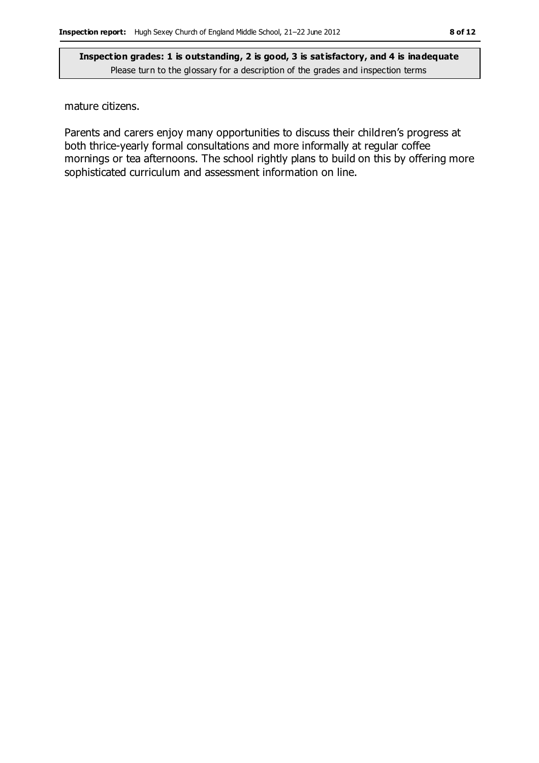mature citizens.

Parents and carers enjoy many opportunities to discuss their children's progress at both thrice-yearly formal consultations and more informally at regular coffee mornings or tea afternoons. The school rightly plans to build on this by offering more sophisticated curriculum and assessment information on line.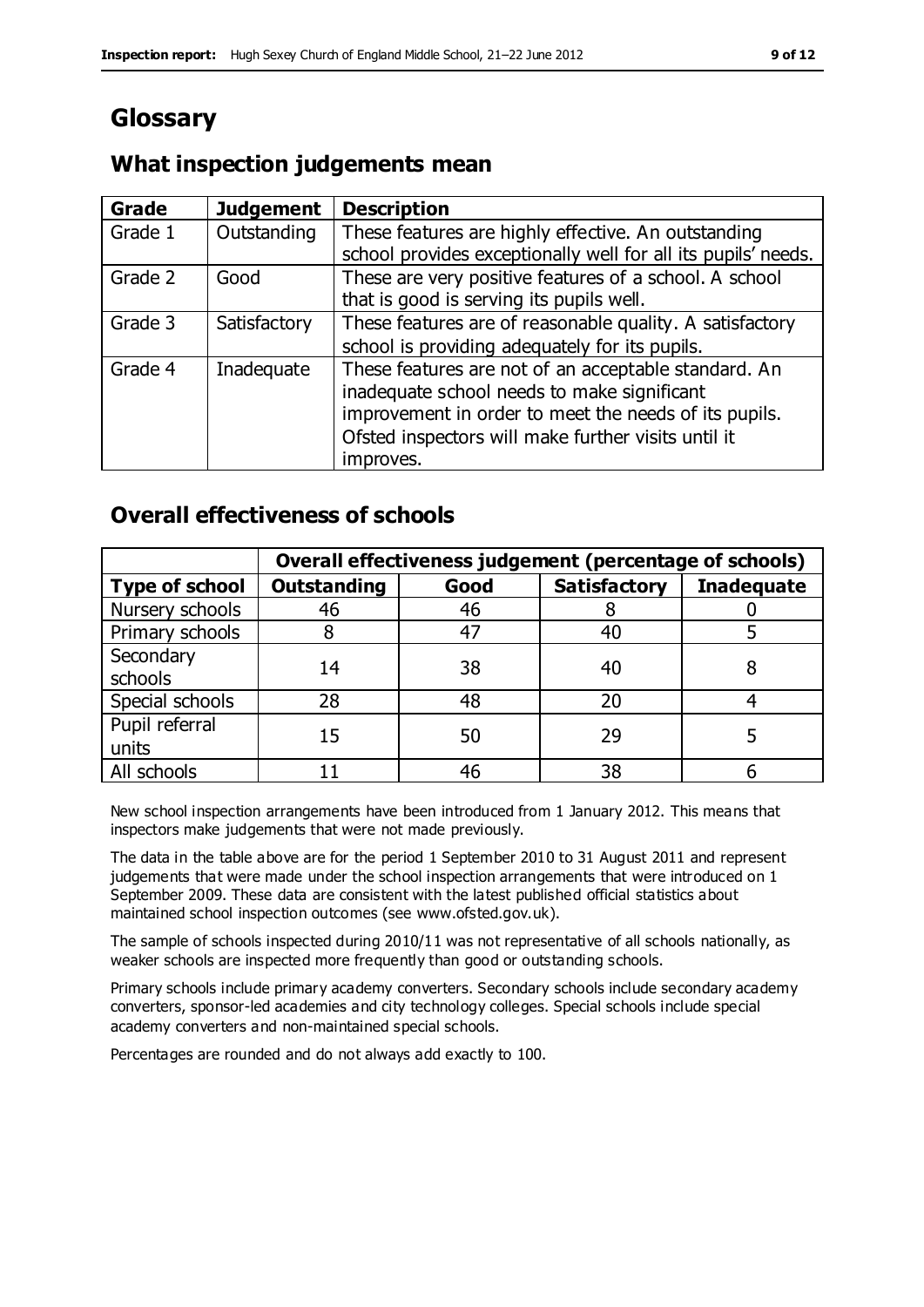# Glossary

## What inspection judgements mean

| Grade | Judgement | Description |
|---|---|---|
| Grade 1 | Outstanding | These features are highly effective. An outstanding school provides exceptionally well for all its pupils' needs. |
| Grade 2 | Good | These are very positive features of a school. A school that is good is serving its pupils well. |
| Grade 3 | Satisfactory | These features are of reasonable quality. A satisfactory school is providing adequately for its pupils. |
| Grade 4 | Inadequate | These features are not of an acceptable standard. An inadequate school needs to make significant improvement in order to meet the needs of its pupils. Ofsted inspectors will make further visits until it improves. |

## Overall effectiveness of schools

| | Overall effectiveness judgement (percentage of schools) | | | |
|---|---|---|---|---|
| **Type of school** | **Outstanding** | **Good** | **Satisfactory** | **Inadequate** |
| Nursery schools | 46 | 46 | 8 | 0 |
| Primary schools | 8 | 47 | 40 | 5 |
| Secondary schools | 14 | 38 | 40 | 8 |
| Special schools | 28 | 48 | 20 | 4 |
| Pupil referral units | 15 | 50 | 29 | 5 |
| All schools | 11 | 46 | 38 | 6 |

New school inspection arrangements have been introduced from 1 January 2012. This means that inspectors make judgements that were not made previously.

The data in the table above are for the period 1 September 2010 to 31 August 2011 and represent judgements that were made under the school inspection arrangements that were introduced on 1 September 2009. These data are consistent with the latest published official statistics about maintained school inspection outcomes (see www.ofsted.gov.uk).

The sample of schools inspected during 2010/11 was not representative of all schools nationally, as weaker schools are inspected more frequently than good or outstanding schools.

Primary schools include primary academy converters. Secondary schools include secondary academy converters, sponsor-led academies and city technology colleges. Special schools include special academy converters and non-maintained special schools.

Percentages are rounded and do not always add exactly to 100.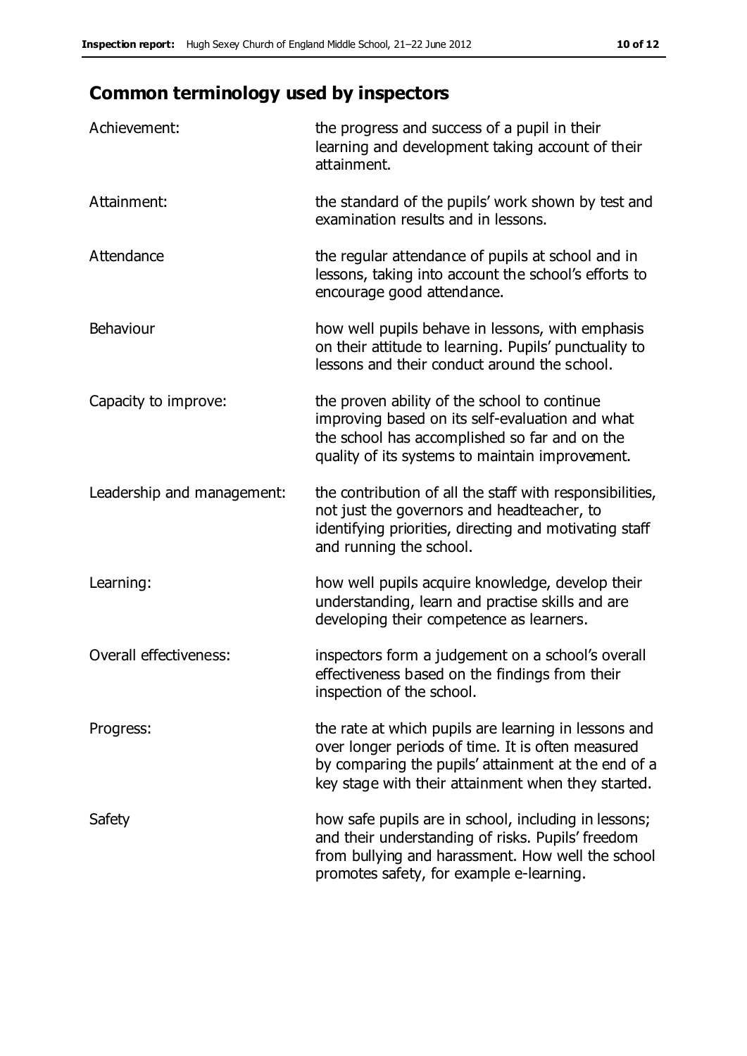## Common terminology used by inspectors

| | |
|---|---|
| Achievement: | the progress and success of a pupil in their learning and development taking account of their attainment. |
| Attainment: | the standard of the pupils' work shown by test and examination results and in lessons. |
| Attendance | the regular attendance of pupils at school and in lessons, taking into account the school's efforts to encourage good attendance. |
| Behaviour | how well pupils behave in lessons, with emphasis on their attitude to learning. Pupils' punctuality to lessons and their conduct around the school. |
| Capacity to improve: | the proven ability of the school to continue improving based on its self-evaluation and what the school has accomplished so far and on the quality of its systems to maintain improvement. |
| Leadership and management: | the contribution of all the staff with responsibilities, not just the governors and headteacher, to identifying priorities, directing and motivating staff and running the school. |
| Learning: | how well pupils acquire knowledge, develop their understanding, learn and practise skills and are developing their competence as learners. |
| Overall effectiveness: | inspectors form a judgement on a school's overall effectiveness based on the findings from their inspection of the school. |
| Progress: | the rate at which pupils are learning in lessons and over longer periods of time. It is often measured by comparing the pupils' attainment at the end of a key stage with their attainment when they started. |
| Safety | how safe pupils are in school, including in lessons; and their understanding of risks. Pupils' freedom from bullying and harassment. How well the school promotes safety, for example e-learning. |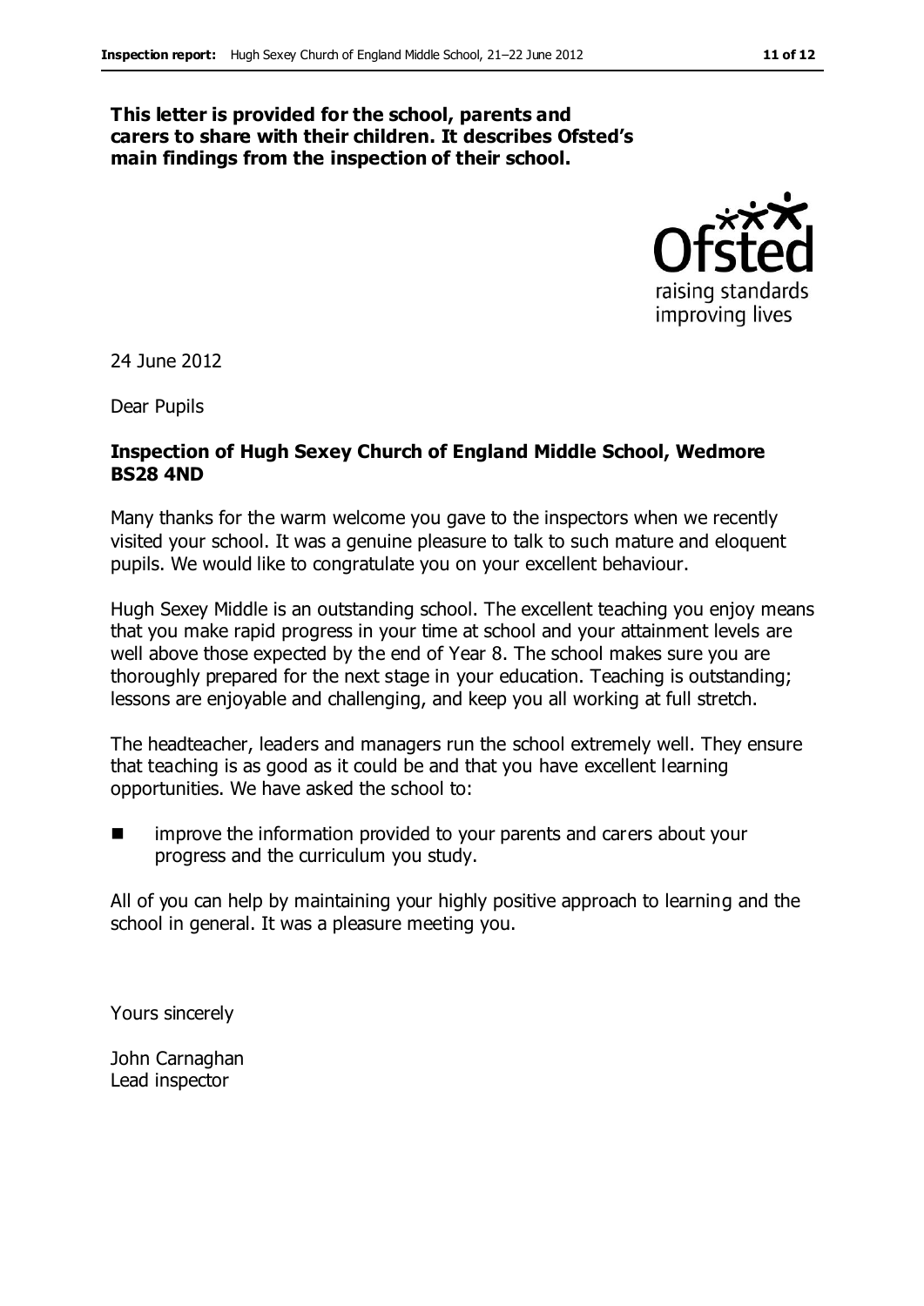**This letter is provided for the school, parents and carers to share with their children. It describes Ofsted's main findings from the inspection of their school.**

24 June 2012

Dear Pupils

**Inspection of Hugh Sexey Church of England Middle School, Wedmore BS28 4ND**

Many thanks for the warm welcome you gave to the inspectors when we recently visited your school. It was a genuine pleasure to talk to such mature and eloquent pupils. We would like to congratulate you on your excellent behaviour.

Hugh Sexey Middle is an outstanding school. The excellent teaching you enjoy means that you make rapid progress in your time at school and your attainment levels are well above those expected by the end of Year 8. The school makes sure you are thoroughly prepared for the next stage in your education. Teaching is outstanding; lessons are enjoyable and challenging, and keep you all working at full stretch.

The headteacher, leaders and managers run the school extremely well. They ensure that teaching is as good as it could be and that you have excellent learning opportunities. We have asked the school to:

- improve the information provided to your parents and carers about your progress and the curriculum you study.

All of you can help by maintaining your highly positive approach to learning and the school in general. It was a pleasure meeting you.

Yours sincerely

John Carnaghan
Lead inspector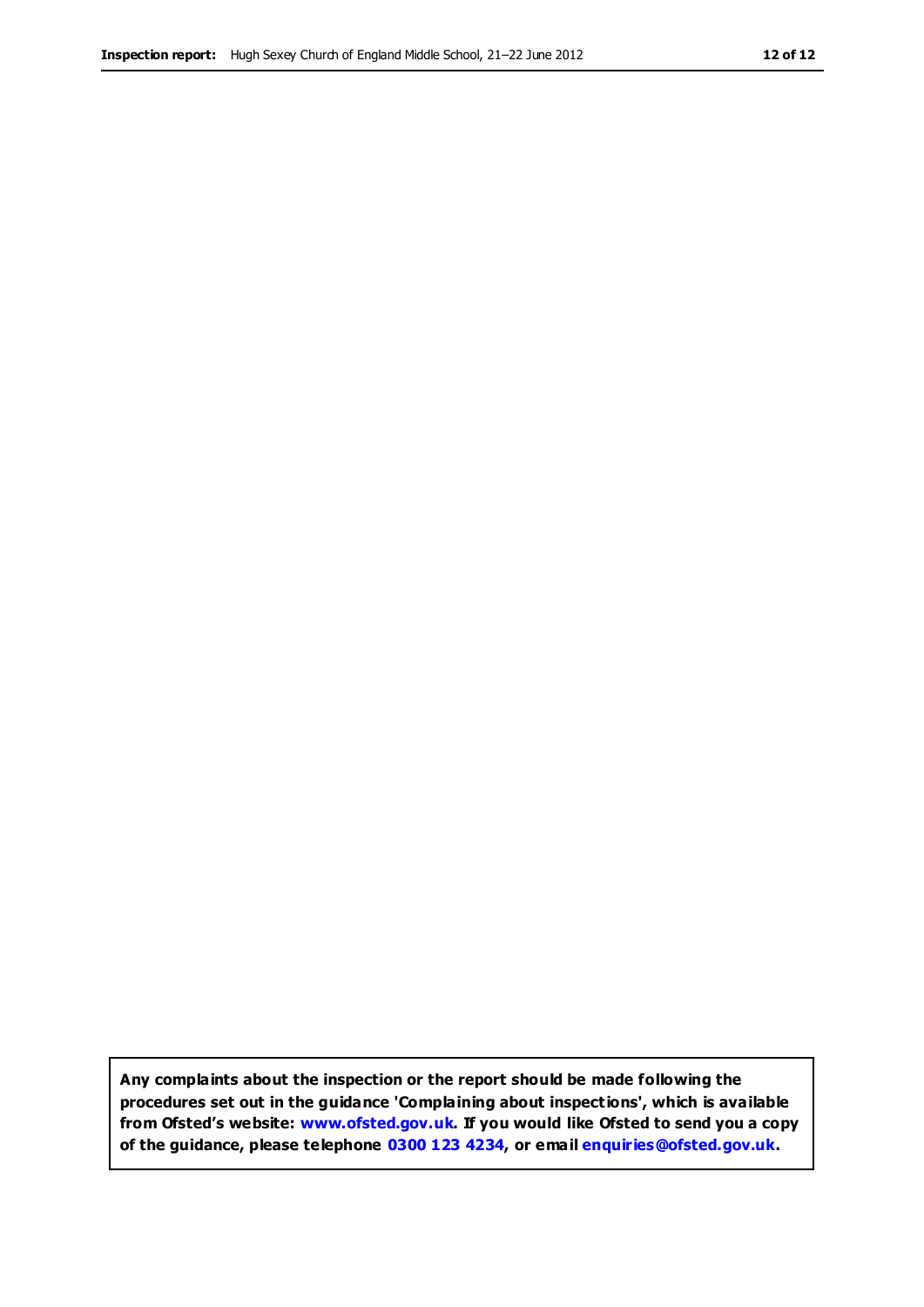**Any complaints about the inspection or the report should be made following the procedures set out in the guidance 'Complaining about inspections', which is available from Ofsted's website: www.ofsted.gov.uk. If you would like Ofsted to send you a copy of the guidance, please telephone 0300 123 4234, or email enquiries@ofsted.gov.uk.**